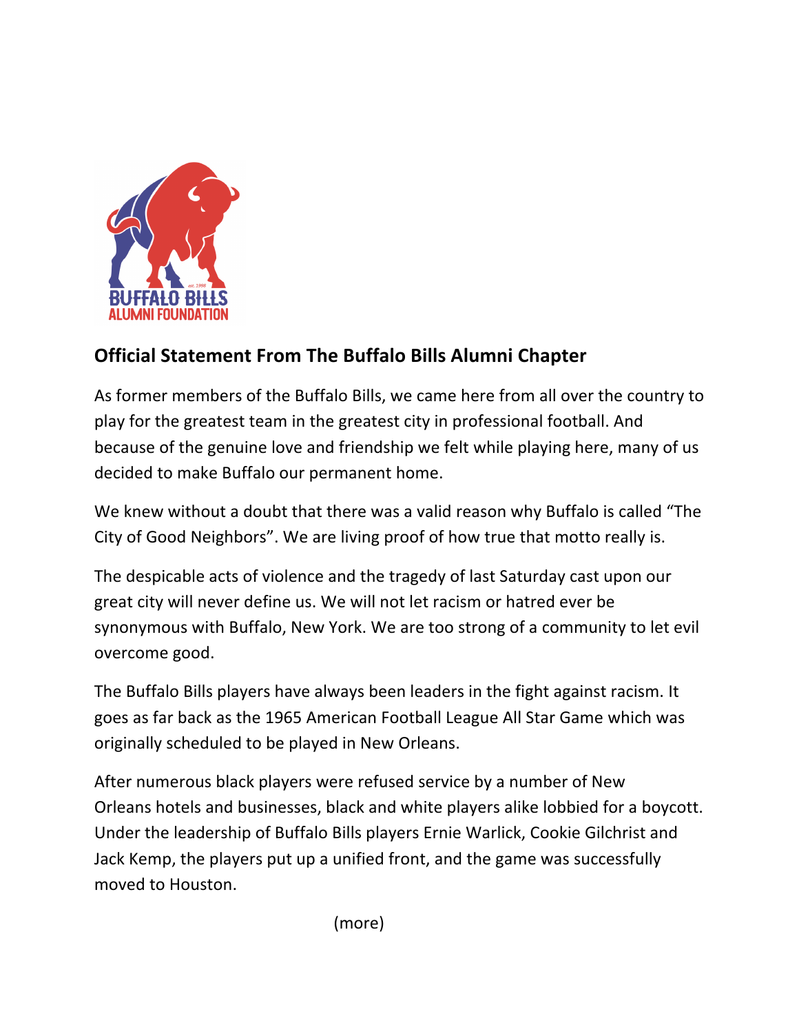## Official Statement From The Buffalo Bills Alumni Chapter

As former members of the Buffalo Bills, we came here from all over the country to play for the greatest team in the greatest city in professional football. And because of the genuine love and friendship we felt while playing here, many of us decided to make Buffalo our permanent home.

We knew without a doubt that there was a valid reason why Buffalo is called "The City of Good Neighbors". We are living proof of how true that motto really is.

The despicable acts of violence and the tragedy of last Saturday cast upon our great city will never define us. We will not let racism or hatred ever be synonymous with Buffalo, New York. We are too strong of a community to let evil overcome good.

The Buffalo Bills players have always been leaders in the fight against racism. It goes as far back as the 1965 American Football League All Star Game which was originally scheduled to be played in New Orleans.

After numerous black players were refused service by a number of New Orleans hotels and businesses, black and white players alike lobbied for a boycott. Under the leadership of Buffalo Bills players Ernie Warlick, Cookie Gilchrist and Jack Kemp, the players put up a unified front, and the game was successfully moved to Houston.

(more)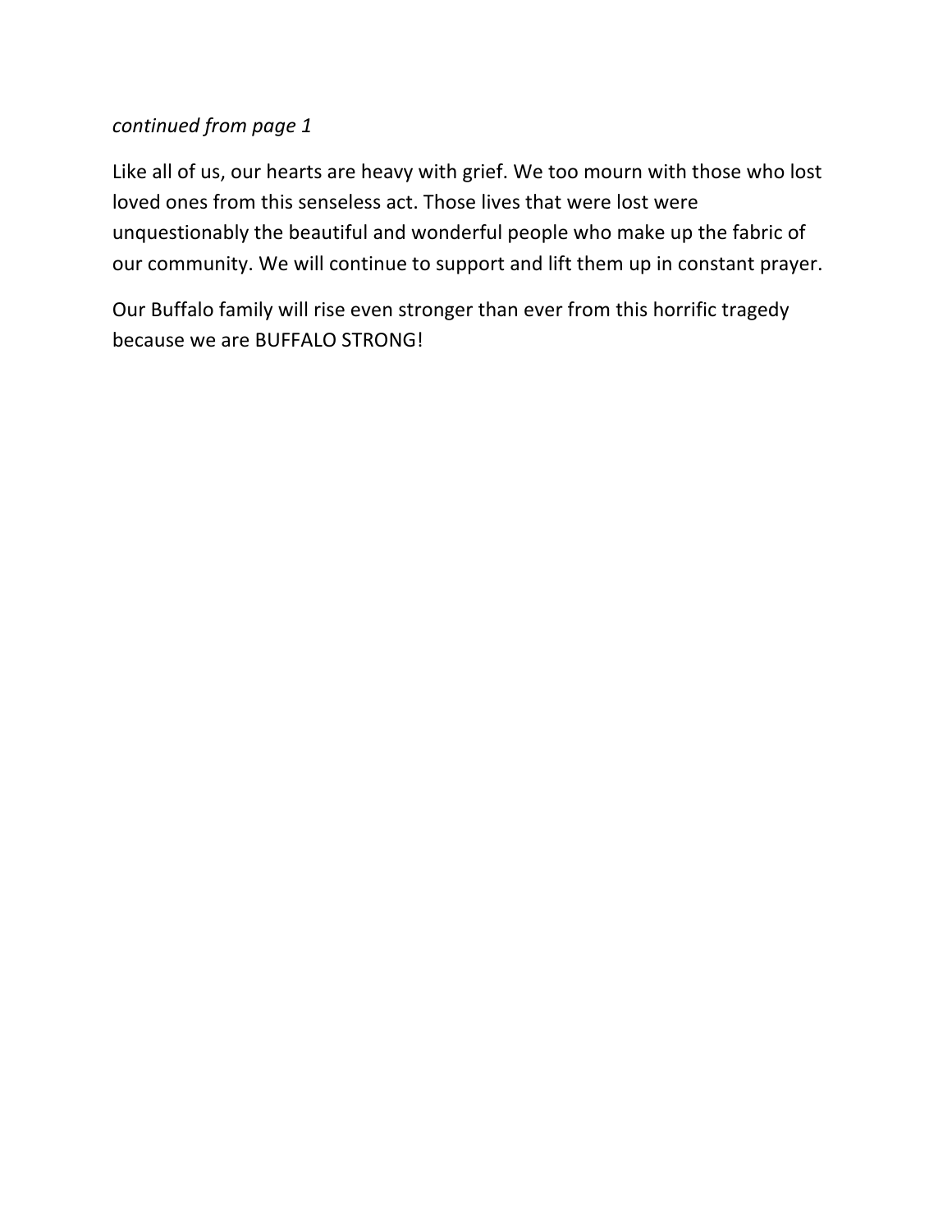*continued from page 1*

Like all of us, our hearts are heavy with grief. We too mourn with those who lost loved ones from this senseless act. Those lives that were lost were unquestionably the beautiful and wonderful people who make up the fabric of our community. We will continue to support and lift them up in constant prayer.

Our Buffalo family will rise even stronger than ever from this horrific tragedy because we are BUFFALO STRONG!